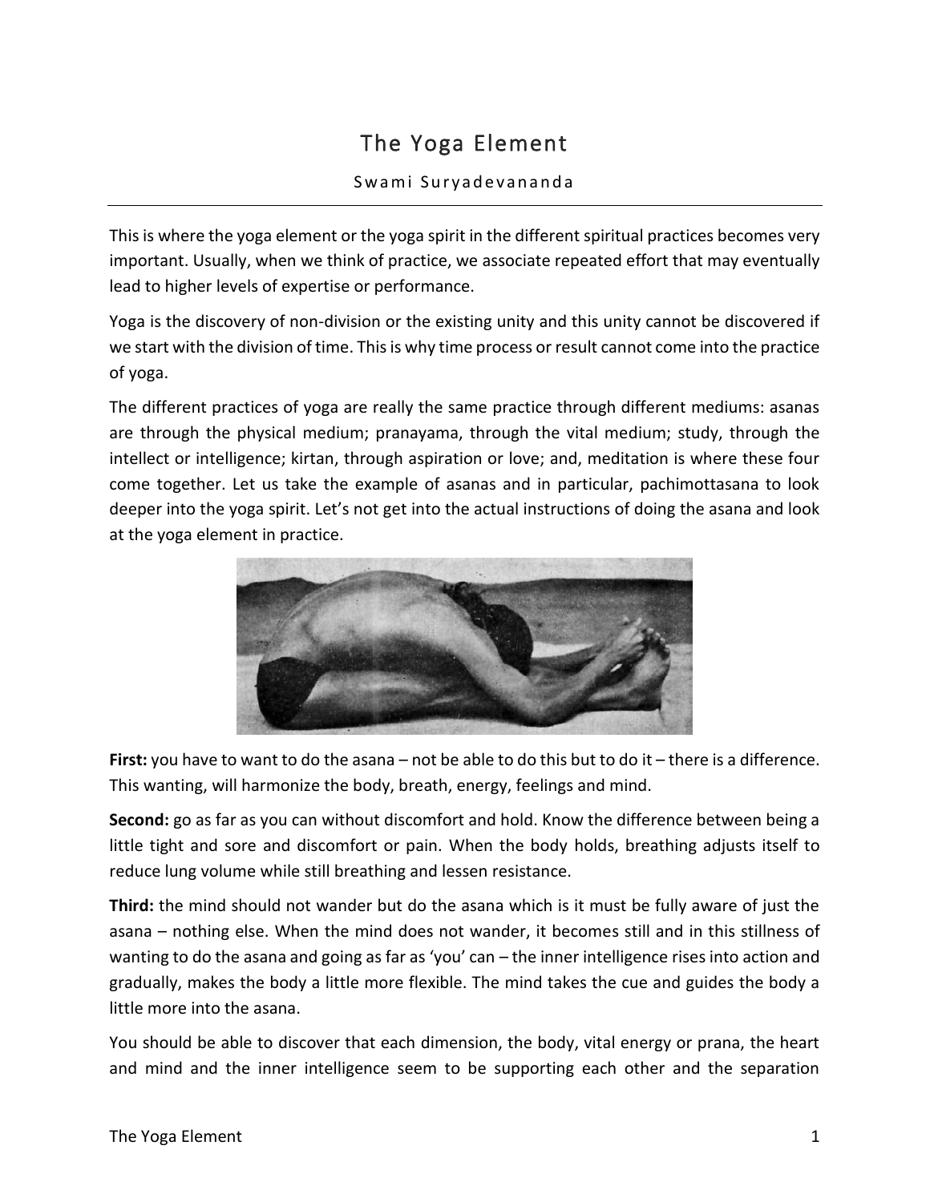# The Yoga Element

Swami Suryadevananda

---

This is where the yoga element or the yoga spirit in the different spiritual practices becomes very important. Usually, when we think of practice, we associate repeated effort that may eventually lead to higher levels of expertise or performance.

Yoga is the discovery of non-division or the existing unity and this unity cannot be discovered if we start with the division of time. This is why time process or result cannot come into the practice of yoga.

The different practices of yoga are really the same practice through different mediums: asanas are through the physical medium; pranayama, through the vital medium; study, through the intellect or intelligence; kirtan, through aspiration or love; and, meditation is where these four come together. Let us take the example of asanas and in particular, pachimottasana to look deeper into the yoga spirit. Let's not get into the actual instructions of doing the asana and look at the yoga element in practice.

**First:** you have to want to do the asana – not be able to do this but to do it – there is a difference. This wanting, will harmonize the body, breath, energy, feelings and mind.

**Second:** go as far as you can without discomfort and hold. Know the difference between being a little tight and sore and discomfort or pain. When the body holds, breathing adjusts itself to reduce lung volume while still breathing and lessen resistance.

**Third:** the mind should not wander but do the asana which is it must be fully aware of just the asana – nothing else. When the mind does not wander, it becomes still and in this stillness of wanting to do the asana and going as far as 'you' can – the inner intelligence rises into action and gradually, makes the body a little more flexible. The mind takes the cue and guides the body a little more into the asana.

You should be able to discover that each dimension, the body, vital energy or prana, the heart and mind and the inner intelligence seem to be supporting each other and the separation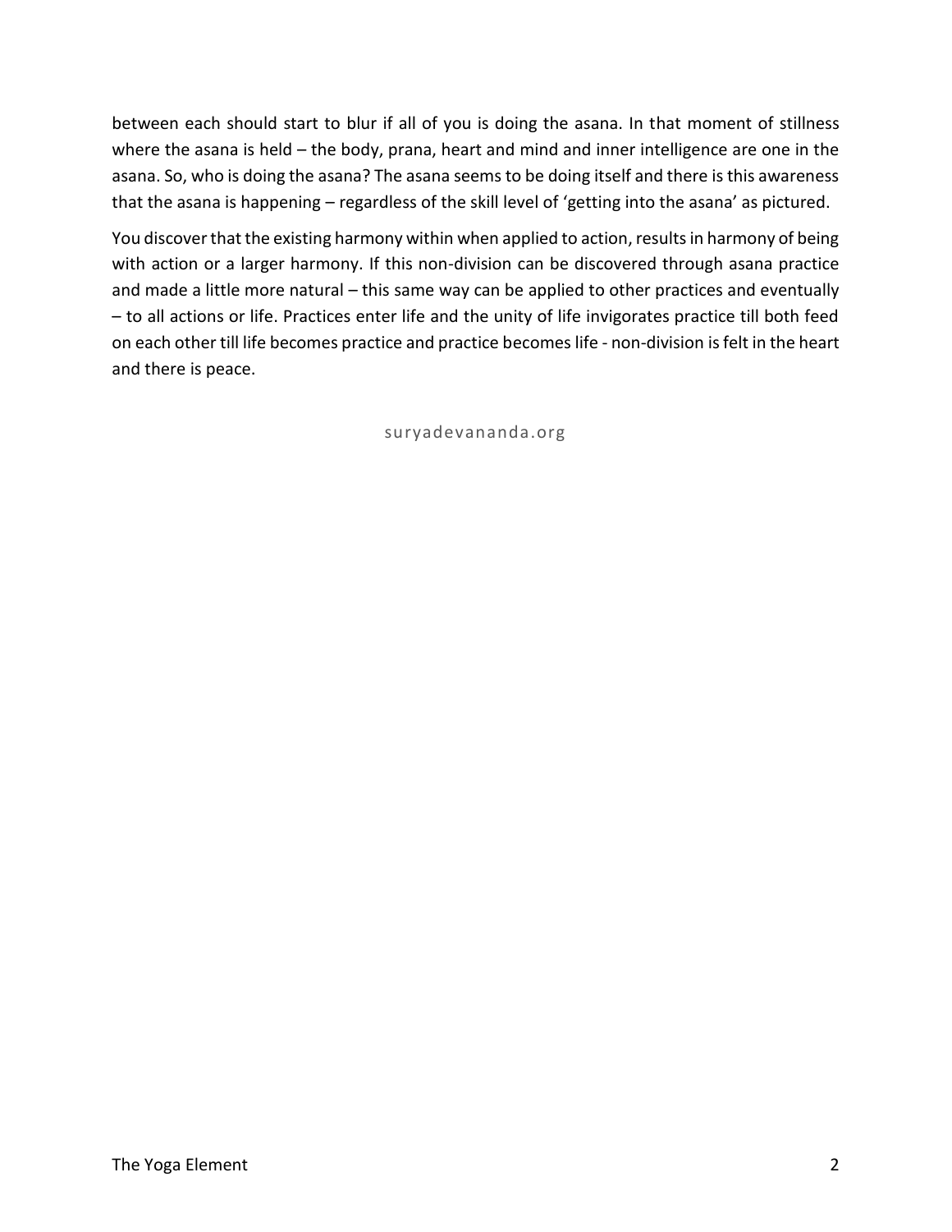between each should start to blur if all of you is doing the asana. In that moment of stillness where the asana is held – the body, prana, heart and mind and inner intelligence are one in the asana. So, who is doing the asana? The asana seems to be doing itself and there is this awareness that the asana is happening – regardless of the skill level of 'getting into the asana' as pictured.

You discover that the existing harmony within when applied to action, results in harmony of being with action or a larger harmony. If this non-division can be discovered through asana practice and made a little more natural – this same way can be applied to other practices and eventually – to all actions or life. Practices enter life and the unity of life invigorates practice till both feed on each other till life becomes practice and practice becomes life - non-division is felt in the heart and there is peace.

suryadevananda.org